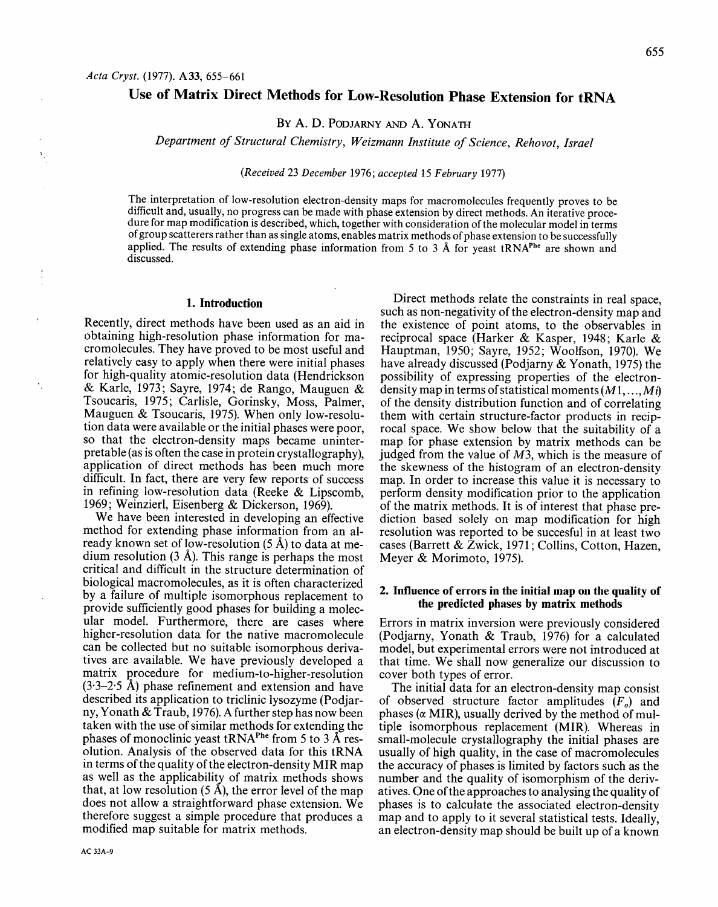*Acta Cryst.* (1977). A33, 655–661

# Use of Matrix Direct Methods for Low-Resolution Phase Extension for tRNA

By A. D. Podjarny and A. Yonath

*Department of Structural Chemistry, Weizmann Institute of Science, Rehovot, Israel*

*(Received 23 December 1976; accepted 15 February 1977)*

The interpretation of low-resolution electron-density maps for macromolecules frequently proves to be difficult and, usually, no progress can be made with phase extension by direct methods. An iterative procedure for map modification is described, which, together with consideration of the molecular model in terms of group scatterers rather than as single atoms, enables matrix methods of phase extension to be successfully applied. The results of extending phase information from 5 to 3 Å for yeast tRNA$^{Phe}$ are shown and discussed.

## 1. Introduction

Recently, direct methods have been used as an aid in obtaining high-resolution phase information for macromolecules. They have proved to be most useful and relatively easy to apply when there were initial phases for high-quality atomic-resolution data (Hendrickson & Karle, 1973; Sayre, 1974; de Rango, Mauguen & Tsoucaris, 1975; Carlisle, Gorinsky, Moss, Palmer, Mauguen & Tsoucaris, 1975). When only low-resolution data were available or the initial phases were poor, so that the electron-density maps became uninterpretable (as is often the case in protein crystallography), application of direct methods has been much more difficult. In fact, there are very few reports of success in refining low-resolution data (Reeke & Lipscomb, 1969; Weinzierl, Eisenberg & Dickerson, 1969).

We have been interested in developing an effective method for extending phase information from an already known set of low-resolution (5 Å) to data at medium resolution (3 Å). This range is perhaps the most critical and difficult in the structure determination of biological macromolecules, as it is often characterized by a failure of multiple isomorphous replacement to provide sufficiently good phases for building a molecular model. Furthermore, there are cases where higher-resolution data for the native macromolecule can be collected but no suitable isomorphous derivatives are available. We have previously developed a matrix procedure for medium-to-higher-resolution (3·3–2·5 Å) phase refinement and extension and have described its application to triclinic lysozyme (Podjarny, Yonath & Traub, 1976). A further step has now been taken with the use of similar methods for extending the phases of monoclinic yeast tRNA$^{Phe}$ from 5 to 3 Å resolution. Analysis of the observed data for this tRNA in terms of the quality of the electron-density MIR map as well as the applicability of matrix methods shows that, at low resolution (5 Å), the error level of the map does not allow a straightforward phase extension. We therefore suggest a simple procedure that produces a modified map suitable for matrix methods.

Direct methods relate the constraints in real space, such as non-negativity of the electron-density map and the existence of point atoms, to the observables in reciprocal space (Harker & Kasper, 1948; Karle & Hauptman, 1950; Sayre, 1952; Woolfson, 1970). We have already discussed (Podjarny & Yonath, 1975) the possibility of expressing properties of the electron-density map in terms of statistical moments ($M1,\dots,Mi$) of the density distribution function and of correlating them with certain structure-factor products in reciprocal space. We show below that the suitability of a map for phase extension by matrix methods can be judged from the value of $M3$, which is the measure of the skewness of the histogram of an electron-density map. In order to increase this value it is necessary to perform density modification prior to the application of the matrix methods. It is of interest that phase prediction based solely on map modification for high resolution was reported to be succesful in at least two cases (Barrett & Zwick, 1971; Collins, Cotton, Hazen, Meyer & Morimoto, 1975).

## 2. Influence of errors in the initial map on the quality of the predicted phases by matrix methods

Errors in matrix inversion were previously considered (Podjarny, Yonath & Traub, 1976) for a calculated model, but experimental errors were not introduced at that time. We shall now generalize our discussion to cover both types of error.

The initial data for an electron-density map consist of observed structure factor amplitudes ($F_o$) and phases ($\alpha$ MIR), usually derived by the method of multiple isomorphous replacement (MIR). Whereas in small-molecule crystallography the initial phases are usually of high quality, in the case of macromolecules the accuracy of phases is limited by factors such as the number and the quality of isomorphism of the derivatives. One of the approaches to analysing the quality of phases is to calculate the associated electron-density map and to apply to it several statistical tests. Ideally, an electron-density map should be built up of a known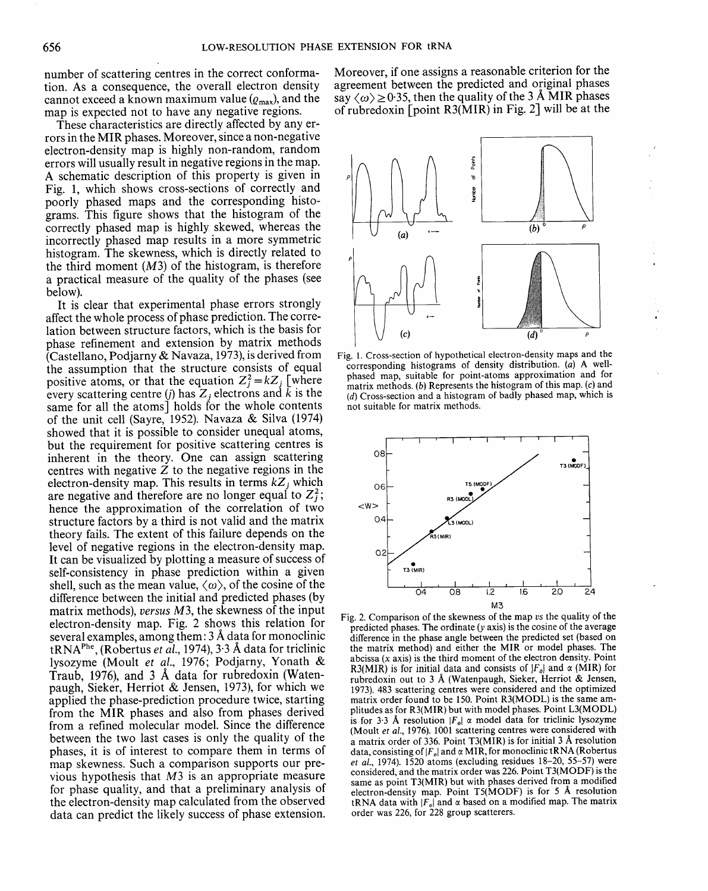number of scattering centres in the correct conformation. As a consequence, the overall electron density cannot exceed a known maximum value ($\varrho_{max}$), and the map is expected not to have any negative regions.

These characteristics are directly affected by any errors in the MIR phases. Moreover, since a non-negative electron-density map is highly non-random, random errors will usually result in negative regions in the map. A schematic description of this property is given in Fig. 1, which shows cross-sections of correctly and poorly phased maps and the corresponding histograms. This figure shows that the histogram of the correctly phased map is highly skewed, whereas the incorrectly phased map results in a more symmetric histogram. The skewness, which is directly related to the third moment ($M3$) of the histogram, is therefore a practical measure of the quality of the phases (see below).

It is clear that experimental phase errors strongly affect the whole process of phase prediction. The correlation between structure factors, which is the basis for phase refinement and extension by matrix methods (Castellano, Podjarny & Navaza, 1973), is derived from the assumption that the structure consists of equal positive atoms, or that the equation $Z_j^2 = kZ_j$ [where every scattering centre ($j$) has $Z_j$ electrons and $k$ is the same for all the atoms] holds for the whole contents of the unit cell (Sayre, 1952). Navaza & Silva (1974) showed that it is possible to consider unequal atoms, but the requirement for positive scattering centres is inherent in the theory. One can assign scattering centres with negative $Z$ to the negative regions in the electron-density map. This results in terms $kZ_j$ which are negative and therefore are no longer equal to $Z_j^2$; hence the approximation of the correlation of two structure factors by a third is not valid and the matrix theory fails. The extent of this failure depends on the level of negative regions in the electron-density map. It can be visualized by plotting a measure of success of self-consistency in phase prediction within a given shell, such as the mean value, $\langle\omega\rangle$, of the cosine of the difference between the initial and predicted phases (by matrix methods), *versus* $M3$, the skewness of the input electron-density map. Fig. 2 shows this relation for several examples, among them: 3 Å data for monoclinic $\text{tRNA}^{\text{Phe}}$, (Robertus *et al.*, 1974), 3·3 Å data for triclinic lysozyme (Moult *et al.*, 1976; Podjarny, Yonath & Traub, 1976), and 3 Å data for rubredoxin (Watenpaugh, Sieker, Herriot & Jensen, 1973), for which we applied the phase-prediction procedure twice, starting from the MIR phases and also from phases derived from a refined molecular model. Since the difference between the two last cases is only the quality of the phases, it is of interest to compare them in terms of map skewness. Such a comparison supports our previous hypothesis that $M3$ is an appropriate measure for phase quality, and that a preliminary analysis of the electron-density map calculated from the observed data can predict the likely success of phase extension. Moreover, if one assigns a reasonable criterion for the agreement between the predicted and original phases say $\langle\omega\rangle \geq 0{\cdot}35$, then the quality of the 3 Å MIR phases of rubredoxin [point R3(MIR) in Fig. 2] will be at the

Fig. 1. Cross-section of hypothetical electron-density maps and the corresponding histograms of density distribution. (*a*) A well-phased map, suitable for point-atoms approximation and for matrix methods. (*b*) Represents the histogram of this map. (*c*) and (*d*) Cross-section and a histogram of badly phased map, which is not suitable for matrix methods.

Fig. 2. Comparison of the skewness of the map *vs* the quality of the predicted phases. The ordinate (*y* axis) is the cosine of the average difference in the phase angle between the predicted set (based on the matrix method) and either the MIR or model phases. The abcissa (*x* axis) is the third moment of the electron density. Point R3(MIR) is for initial data and consists of $|F_o|$ and $\alpha$ (MIR) for rubredoxin out to 3 Å (Watenpaugh, Sieker, Herriot & Jensen, 1973). 483 scattering centres were considered and the optimized matrix order found to be 150. Point R3(MODL) is the same amplitudes as for R3(MIR) but with model phases. Point L3(MODL) is for 3·3 Å resolution $|F_o|$ $\alpha$ model data for triclinic lysozyme (Moult *et al.*, 1976). 1001 scattering centres were considered with a matrix order of 336. Point T3(MIR) is for initial 3 Å resolution data, consisting of $|F_o|$ and $\alpha$ MIR, for monoclinic tRNA (Robertus *et al.*, 1974). 1520 atoms (excluding residues 18–20, 55–57) were considered, and the matrix order was 226. Point T3(MODF) is the same as point T3(MIR) but with phases derived from a modified electron-density map. Point T5(MODF) is for 5 Å resolution tRNA data with $|F_o|$ and $\alpha$ based on a modified map. The matrix order was 226, for 228 group scatterers.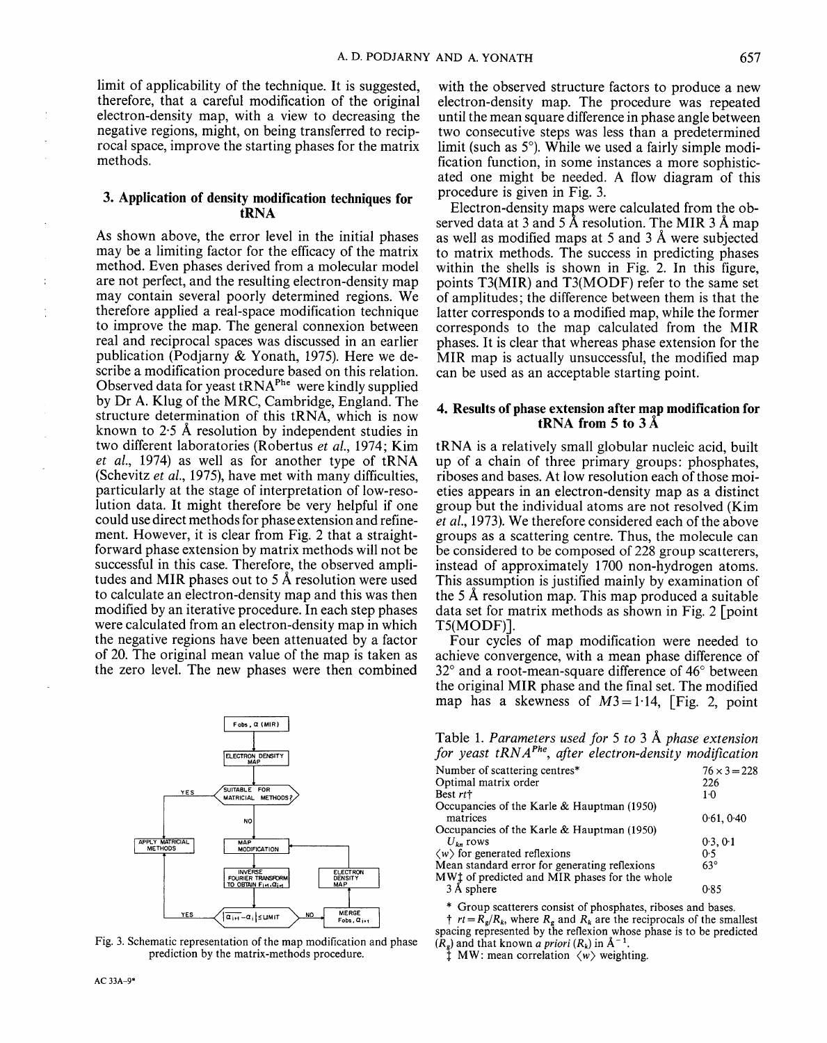limit of applicability of the technique. It is suggested, therefore, that a careful modification of the original electron-density map, with a view to decreasing the negative regions, might, on being transferred to reciprocal space, improve the starting phases for the matrix methods.

## 3. Application of density modification techniques for tRNA

As shown above, the error level in the initial phases may be a limiting factor for the efficacy of the matrix method. Even phases derived from a molecular model are not perfect, and the resulting electron-density map may contain several poorly determined regions. We therefore applied a real-space modification technique to improve the map. The general connexion between real and reciprocal spaces was discussed in an earlier publication (Podjarny & Yonath, 1975). Here we describe a modification procedure based on this relation. Observed data for yeast tRNA$^{Phe}$ were kindly supplied by Dr A. Klug of the MRC, Cambridge, England. The structure determination of this tRNA, which is now known to 2·5 Å resolution by independent studies in two different laboratories (Robertus *et al.*, 1974; Kim *et al.*, 1974) as well as for another type of tRNA (Schevitz *et al.*, 1975), have met with many difficulties, particularly at the stage of interpretation of low-resolution data. It might therefore be very helpful if one could use direct methods for phase extension and refinement. However, it is clear from Fig. 2 that a straightforward phase extension by matrix methods will not be successful in this case. Therefore, the observed amplitudes and MIR phases out to 5 Å resolution were used to calculate an electron-density map and this was then modified by an iterative procedure. In each step phases were calculated from an electron-density map in which the negative regions have been attenuated by a factor of 20. The original mean value of the map is taken as the zero level. The new phases were then combined with the observed structure factors to produce a new electron-density map. The procedure was repeated until the mean square difference in phase angle between two consecutive steps was less than a predetermined limit (such as 5°). While we used a fairly simple modification function, in some instances a more sophisticated one might be needed. A flow diagram of this procedure is given in Fig. 3.

Electron-density maps were calculated from the observed data at 3 and 5 Å resolution. The MIR 3 Å map as well as modified maps at 5 and 3 Å were subjected to matrix methods. The success in predicting phases within the shells is shown in Fig. 2. In this figure, points T3(MIR) and T3(MODF) refer to the same set of amplitudes; the difference between them is that the latter corresponds to a modified map, while the former corresponds to the map calculated from the MIR phases. It is clear that whereas phase extension for the MIR map is actually unsuccessful, the modified map can be used as an acceptable starting point.

Fig. 3. Schematic representation of the map modification and phase prediction by the matrix-methods procedure.

## 4. Results of phase extension after map modification for tRNA from 5 to 3 Å

tRNA is a relatively small globular nucleic acid, built up of a chain of three primary groups: phosphates, riboses and bases. At low resolution each of those moieties appears in an electron-density map as a distinct group but the individual atoms are not resolved (Kim *et al.*, 1973). We therefore considered each of the above groups as a scattering centre. Thus, the molecule can be considered to be composed of 228 group scatterers, instead of approximately 1700 non-hydrogen atoms. This assumption is justified mainly by examination of the 5 Å resolution map. This map produced a suitable data set for matrix methods as shown in Fig. 2 [point T5(MODF)].

Four cycles of map modification were needed to achieve convergence, with a mean phase difference of 32° and a root-mean-square difference of 46° between the original MIR phase and the final set. The modified map has a skewness of $M3 = 1{\cdot}14$, [Fig. 2, point

Table 1. *Parameters used for 5 to 3 Å phase extension for yeast tRNA$^{Phe}$, after electron-density modification*

| Parameter | Value |
|---|---|
| Number of scattering centres* | $76 \times 3 = 228$ |
| Optimal matrix order | 226 |
| Best $rt$† | 1·0 |
| Occupancies of the Karle & Hauptman (1950) matrices | 0·61, 0·40 |
| Occupancies of the Karle & Hauptman (1950) $U_{kn}$ rows | 0·3, 0·1 |
| $\langle w \rangle$ for generated reflexions | 0·5 |
| Mean standard error for generating reflexions | 63° |
| MW‡ of predicted and MIR phases for the whole 3 Å sphere | 0·85 |

\* Group scatterers consist of phosphates, riboses and bases.

† $rt = R_g/R_k$, where $R_g$ and $R_k$ are the reciprocals of the smallest spacing represented by the reflexion whose phase is to be predicted ($R_g$) and that known *a priori* ($R_k$) in Å$^{-1}$.

‡ MW: mean correlation $\langle w \rangle$ weighting.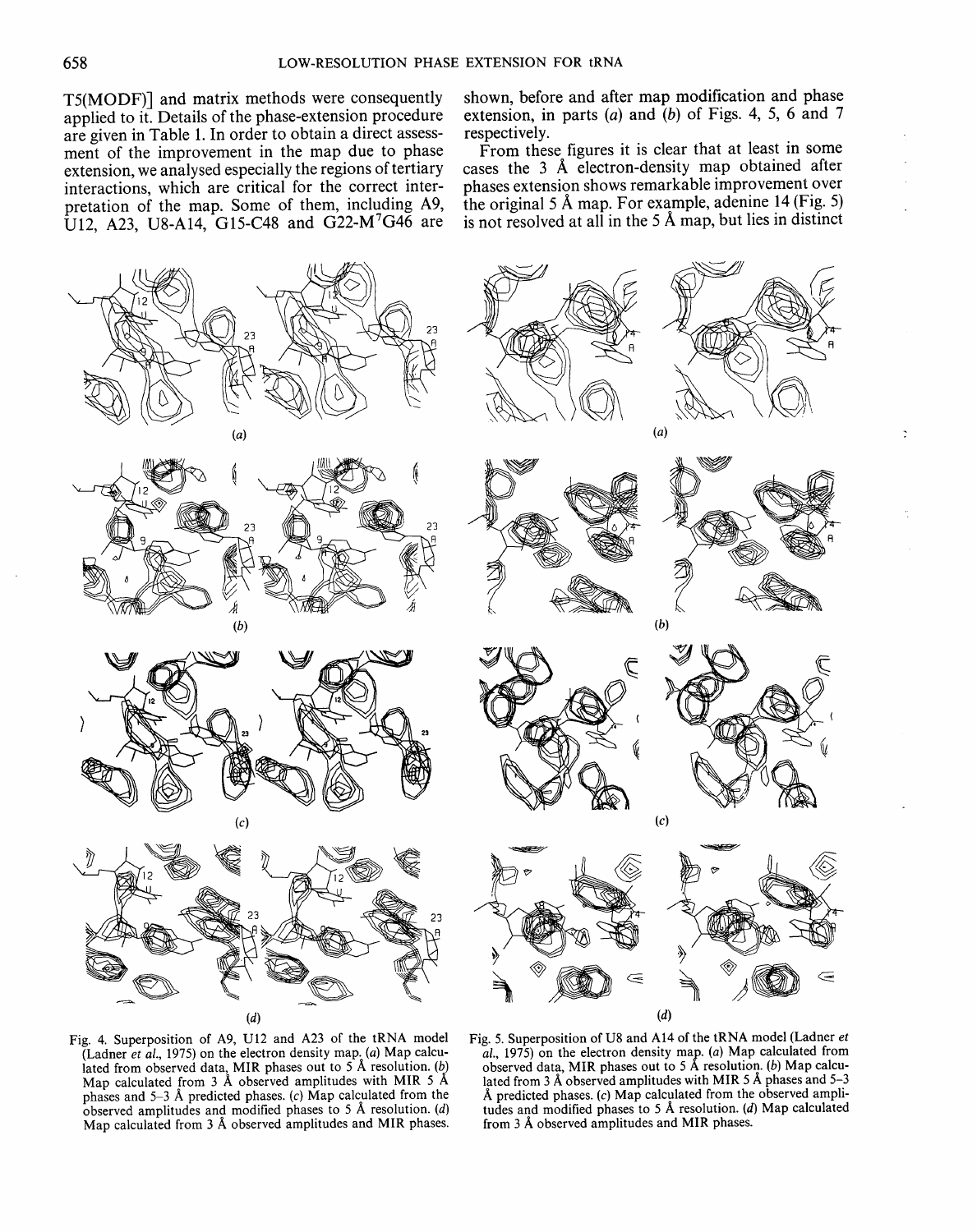T5(MODF)] and matrix methods were consequently applied to it. Details of the phase-extension procedure are given in Table 1. In order to obtain a direct assessment of the improvement in the map due to phase extension, we analysed especially the regions of tertiary interactions, which are critical for the correct interpretation of the map. Some of them, including A9, U12, A23, U8-A14, G15-C48 and G22-M$^7$G46 are shown, before and after map modification and phase extension, in parts (*a*) and (*b*) of Figs. 4, 5, 6 and 7 respectively.

From these figures it is clear that at least in some cases the 3 Å electron-density map obtained after phases extension shows remarkable improvement over the original 5 Å map. For example, adenine 14 (Fig. 5) is not resolved at all in the 5 Å map, but lies in distinct

Fig. 4. Superposition of A9, U12 and A23 of the tRNA model (Ladner *et al.*, 1975) on the electron density map. (*a*) Map calculated from observed data, MIR phases out to 5 Å resolution. (*b*) Map calculated from 3 Å observed amplitudes with MIR 5 Å phases and 5–3 Å predicted phases. (*c*) Map calculated from the observed amplitudes and modified phases to 5 Å resolution. (*d*) Map calculated from 3 Å observed amplitudes and MIR phases.

Fig. 5. Superposition of U8 and A14 of the tRNA model (Ladner *et al.*, 1975) on the electron density map. (*a*) Map calculated from observed data, MIR phases out to 5 Å resolution. (*b*) Map calculated from 3 Å observed amplitudes with MIR 5 Å phases and 5–3 Å predicted phases. (*c*) Map calculated from the observed amplitudes and modified phases to 5 Å resolution. (*d*) Map calculated from 3 Å observed amplitudes and MIR phases.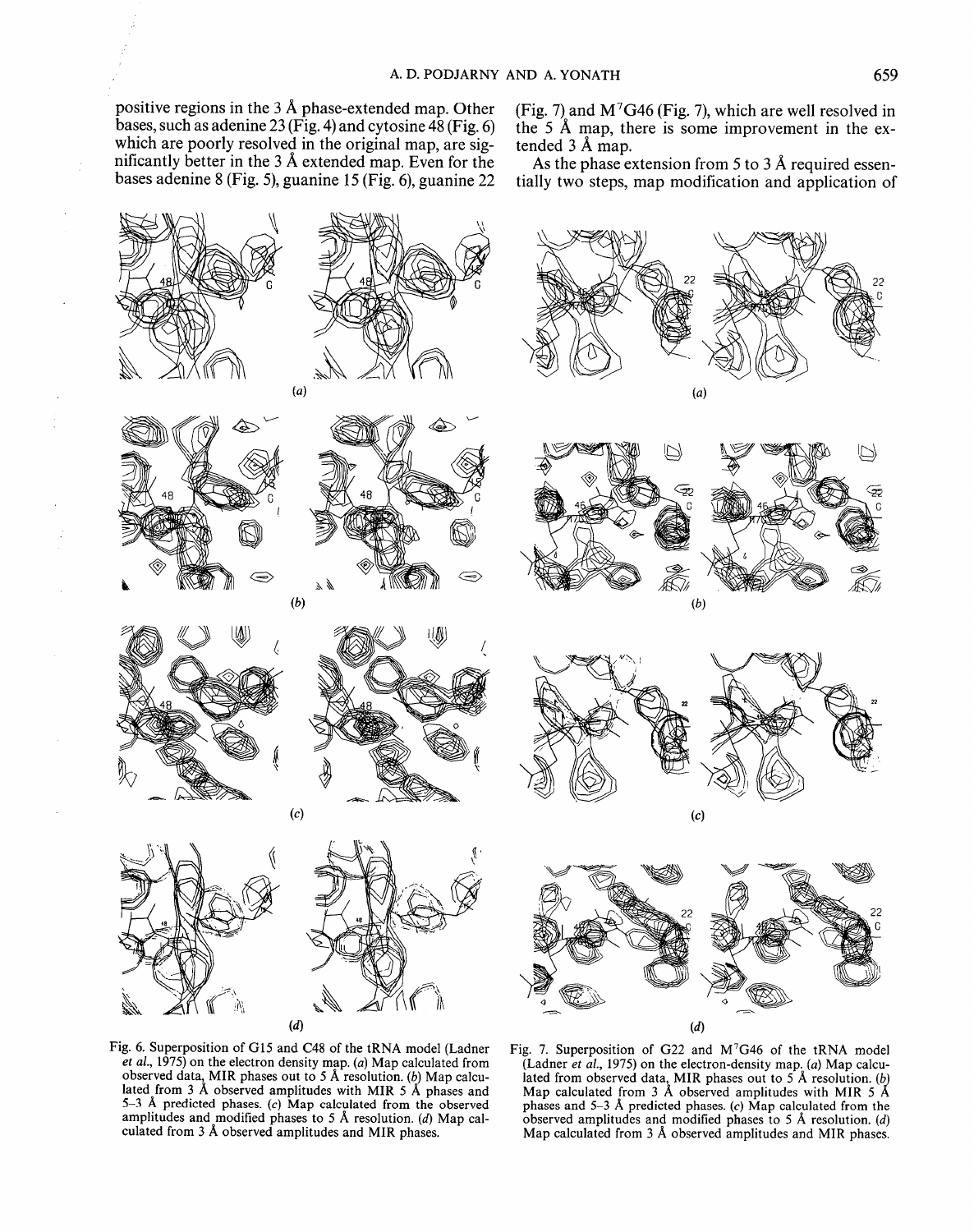positive regions in the 3 Å phase-extended map. Other bases, such as adenine 23 (Fig. 4) and cytosine 48 (Fig. 6) which are poorly resolved in the original map, are significantly better in the 3 Å extended map. Even for the bases adenine 8 (Fig. 5), guanine 15 (Fig. 6), guanine 22 (Fig. 7) and $M^7G46$ (Fig. 7), which are well resolved in the 5 Å map, there is some improvement in the extended 3 Å map.

As the phase extension from 5 to 3 Å required essentially two steps, map modification and application of

Fig. 6. Superposition of G15 and C48 of the tRNA model (Ladner *et al.*, 1975) on the electron density map. (*a*) Map calculated from observed data, MIR phases out to 5 Å resolution. (*b*) Map calculated from 3 Å observed amplitudes with MIR 5 Å phases and 5–3 Å predicted phases. (*c*) Map calculated from the observed amplitudes and modified phases to 5 Å resolution. (*d*) Map calculated from 3 Å observed amplitudes and MIR phases.

Fig. 7. Superposition of G22 and $M^7G46$ of the tRNA model (Ladner *et al.*, 1975) on the electron-density map. (*a*) Map calculated from observed data, MIR phases out to 5 Å resolution. (*b*) Map calculated from 3 Å observed amplitudes with MIR 5 Å phases and 5–3 Å predicted phases. (*c*) Map calculated from the observed amplitudes and modified phases to 5 Å resolution. (*d*) Map calculated from 3 Å observed amplitudes and MIR phases.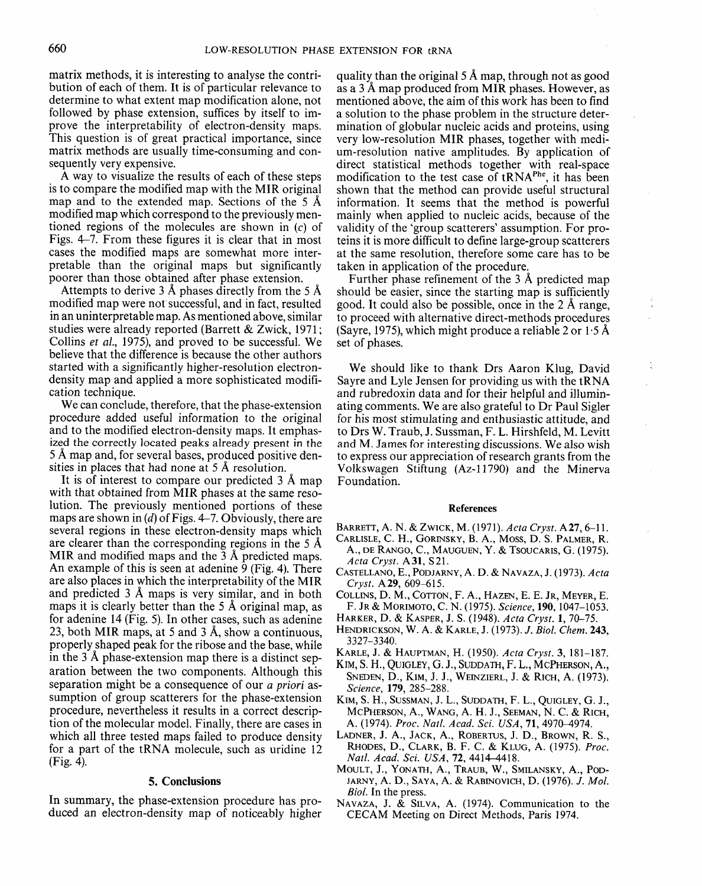matrix methods, it is interesting to analyse the contribution of each of them. It is of particular relevance to determine to what extent map modification alone, not followed by phase extension, suffices by itself to improve the interpretability of electron-density maps. This question is of great practical importance, since matrix methods are usually time-consuming and consequently very expensive.

A way to visualize the results of each of these steps is to compare the modified map with the MIR original map and to the extended map. Sections of the 5 Å modified map which correspond to the previously mentioned regions of the molecules are shown in (*c*) of Figs. 4–7. From these figures it is clear that in most cases the modified maps are somewhat more interpretable than the original maps but significantly poorer than those obtained after phase extension.

Attempts to derive 3 Å phases directly from the 5 Å modified map were not successful, and in fact, resulted in an uninterpretable map. As mentioned above, similar studies were already reported (Barrett & Zwick, 1971; Collins *et al.*, 1975), and proved to be successful. We believe that the difference is because the other authors started with a significantly higher-resolution electron-density map and applied a more sophisticated modification technique.

We can conclude, therefore, that the phase-extension procedure added useful information to the original and to the modified electron-density maps. It emphasized the correctly located peaks already present in the 5 Å map and, for several bases, produced positive densities in places that had none at 5 Å resolution.

It is of interest to compare our predicted 3 Å map with that obtained from MIR phases at the same resolution. The previously mentioned portions of these maps are shown in (*d*) of Figs. 4–7. Obviously, there are several regions in these electron-density maps which are clearer than the corresponding regions in the 5 Å MIR and modified maps and the 3 Å predicted maps. An example of this is seen at adenine 9 (Fig. 4). There are also places in which the interpretability of the MIR and predicted 3 Å maps is very similar, and in both maps it is clearly better than the 5 Å original map, as for adenine 14 (Fig. 5). In other cases, such as adenine 23, both MIR maps, at 5 and 3 Å, show a continuous, properly shaped peak for the ribose and the base, while in the 3 Å phase-extension map there is a distinct separation between the two components. Although this separation might be a consequence of our *a priori* assumption of group scatterers for the phase-extension procedure, nevertheless it results in a correct description of the molecular model. Finally, there are cases in which all three tested maps failed to produce density for a part of the tRNA molecule, such as uridine 12 (Fig. 4).

## 5. Conclusions

In summary, the phase-extension procedure has produced an electron-density map of noticeably higher quality than the original 5 Å map, through not as good as a 3 Å map produced from MIR phases. However, as mentioned above, the aim of this work has been to find a solution to the phase problem in the structure determination of globular nucleic acids and proteins, using very low-resolution MIR phases, together with medium-resolution native amplitudes. By application of direct statistical methods together with real-space modification to the test case of $tRNA^{Phe}$, it has been shown that the method can provide useful structural information. It seems that the method is powerful mainly when applied to nucleic acids, because of the validity of the 'group scatterers' assumption. For proteins it is more difficult to define large-group scatterers at the same resolution, therefore some care has to be taken in application of the procedure.

Further phase refinement of the 3 Å predicted map should be easier, since the starting map is sufficiently good. It could also be possible, once in the 2 Å range, to proceed with alternative direct-methods procedures (Sayre, 1975), which might produce a reliable 2 or 1·5 Å set of phases.

We should like to thank Drs Aaron Klug, David Sayre and Lyle Jensen for providing us with the tRNA and rubredoxin data and for their helpful and illuminating comments. We are also grateful to Dr Paul Sigler for his most stimulating and enthusiastic attitude, and to Drs W. Traub, J. Sussman, F. L. Hirshfeld, M. Levitt and M. James for interesting discussions. We also wish to express our appreciation of research grants from the Volkswagen Stiftung (Az-11790) and the Minerva Foundation.

### References

Barrett, A. N. & Zwick, M. (1971). *Acta Cryst.* **A27**, 6–11.

Carlisle, C. H., Gorinsky, B. A., Moss, D. S. Palmer, R. A., de Rango, C., Mauguen, Y. & Tsoucaris, G. (1975). *Acta Cryst.* **A31**, S21.

Castellano, E., Podjarny, A. D. & Navaza, J. (1973). *Acta Cryst.* **A29**, 609–615.

Collins, D. M., Cotton, F. A., Hazen, E. E. Jr, Meyer, E. F. Jr & Morimoto, C. N. (1975). *Science*, **190**, 1047–1053.

Harker, D. & Kasper, J. S. (1948). *Acta Cryst.* **1**, 70–75.

Hendrickson, W. A. & Karle, J. (1973). *J. Biol. Chem.* **243**, 3327–3340.

Karle, J. & Hauptman, H. (1950). *Acta Cryst.* **3**, 181–187.

Kim, S. H., Quigley, G. J., Suddath, F. L., McPherson, A., Sneden, D., Kim, J. J., Weinzierl, J. & Rich, A. (1973). *Science*, **179**, 285–288.

Kim, S. H., Sussman, J. L., Suddath, F. L., Quigley, G. J., McPherson, A., Wang, A. H. J., Seeman, N. C. & Rich, A. (1974). *Proc. Natl. Acad. Sci. USA*, **71**, 4970–4974.

Ladner, J. A., Jack, A., Robertus, J. D., Brown, R. S., Rhodes, D., Clark, B. F. C. & Klug, A. (1975). *Proc. Natl. Acad. Sci. USA*, **72**, 4414–4418.

Moult, J., Yonath, A., Traub, W., Smilansky, A., Podjarny, A. D., Saya, A. & Rabinovich, D. (1976). *J. Mol. Biol.* In the press.

Navaza, J. & Silva, A. (1974). Communication to the CECAM Meeting on Direct Methods, Paris 1974.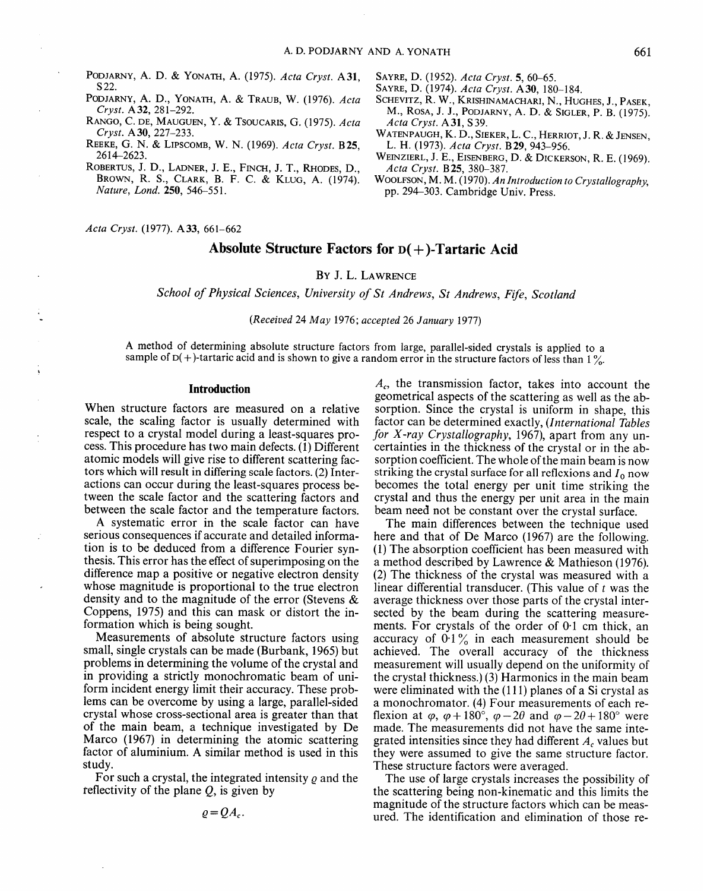Podjarny, A. D. & Yonath, A. (1975). *Acta Cryst.* A31, S22.

Podjarny, A. D., Yonath, A. & Traub, W. (1976). *Acta Cryst.* A32, 281–292.

Rango, C. de, Mauguen, Y. & Tsoucaris, G. (1975). *Acta Cryst.* A30, 227–233.

Reeke, G. N. & Lipscomb, W. N. (1969). *Acta Cryst.* B25, 2614–2623.

Robertus, J. D., Ladner, J. E., Finch, J. T., Rhodes, D., Brown, R. S., Clark, B. F. C. & Klug, A. (1974). *Nature, Lond.* 250, 546–551.

Sayre, D. (1952). *Acta Cryst.* 5, 60–65.

Sayre, D. (1974). *Acta Cryst.* A30, 180–184.

Schevitz, R. W., Krishinamachari, N., Hughes, J., Pasek, M., Rosa, J. J., Podjarny, A. D. & Sigler, P. B. (1975). *Acta Cryst.* A31, S39.

Watenpaugh, K. D., Sieker, L. C., Herriot, J. R. & Jensen, L. H. (1973). *Acta Cryst.* B29, 943–956.

Weinzierl, J. E., Eisenberg, D. & Dickerson, R. E. (1969). *Acta Cryst.* B25, 380–387.

Woolfson, M. M. (1970). *An Introduction to Crystallography*, pp. 294–303. Cambridge Univ. Press.

*Acta Cryst.* (1977). A33, 661–662

# Absolute Structure Factors for D(+)-Tartaric Acid

By J. L. Lawrence

*School of Physical Sciences, University of St Andrews, St Andrews, Fife, Scotland*

*(Received 24 May 1976; accepted 26 January 1977)*

A method of determining absolute structure factors from large, parallel-sided crystals is applied to a sample of D(+)-tartaric acid and is shown to give a random error in the structure factors of less than 1%.

## Introduction

When structure factors are measured on a relative scale, the scaling factor is usually determined with respect to a crystal model during a least-squares process. This procedure has two main defects. (1) Different atomic models will give rise to different scattering factors which will result in differing scale factors. (2) Interactions can occur during the least-squares process between the scale factor and the scattering factors and between the scale factor and the temperature factors.

A systematic error in the scale factor can have serious consequences if accurate and detailed information is to be deduced from a difference Fourier synthesis. This error has the effect of superimposing on the difference map a positive or negative electron density whose magnitude is proportional to the true electron density and to the magnitude of the error (Stevens & Coppens, 1975) and this can mask or distort the information which is being sought.

Measurements of absolute structure factors using small, single crystals can be made (Burbank, 1965) but problems in determining the volume of the crystal and in providing a strictly monochromatic beam of uniform incident energy limit their accuracy. These problems can be overcome by using a large, parallel-sided crystal whose cross-sectional area is greater than that of the main beam, a technique investigated by De Marco (1967) in determining the atomic scattering factor of aluminium. A similar method is used in this study.

For such a crystal, the integrated intensity $\varrho$ and the reflectivity of the plane $Q$, is given by

$$\varrho = QA_c.$$

$A_c$, the transmission factor, takes into account the geometrical aspects of the scattering as well as the absorption. Since the crystal is uniform in shape, this factor can be determined exactly, (*International Tables for X-ray Crystallography*, 1967), apart from any uncertainties in the thickness of the crystal or in the absorption coefficient. The whole of the main beam is now striking the crystal surface for all reflexions and $I_0$ now becomes the total energy per unit time striking the crystal and thus the energy per unit area in the main beam need not be constant over the crystal surface.

The main differences between the technique used here and that of De Marco (1967) are the following. (1) The absorption coefficient has been measured with a method described by Lawrence & Mathieson (1976). (2) The thickness of the crystal was measured with a linear differential transducer. (This value of $t$ was the average thickness over those parts of the crystal intersected by the beam during the scattering measurements. For crystals of the order of 0·1 cm thick, an accuracy of 0·1% in each measurement should be achieved. The overall accuracy of the thickness measurement will usually depend on the uniformity of the crystal thickness.) (3) Harmonics in the main beam were eliminated with the (111) planes of a Si crystal as a monochromator. (4) Four measurements of each reflexion at $\varphi$, $\varphi+180°$, $\varphi-2\theta$ and $\varphi-2\theta+180°$ were made. The measurements did not have the same integrated intensities since they had different $A_c$ values but they were assumed to give the same structure factor. These structure factors were averaged.

The use of large crystals increases the possibility of the scattering being non-kinematic and this limits the magnitude of the structure factors which can be measured. The identification and elimination of those re-